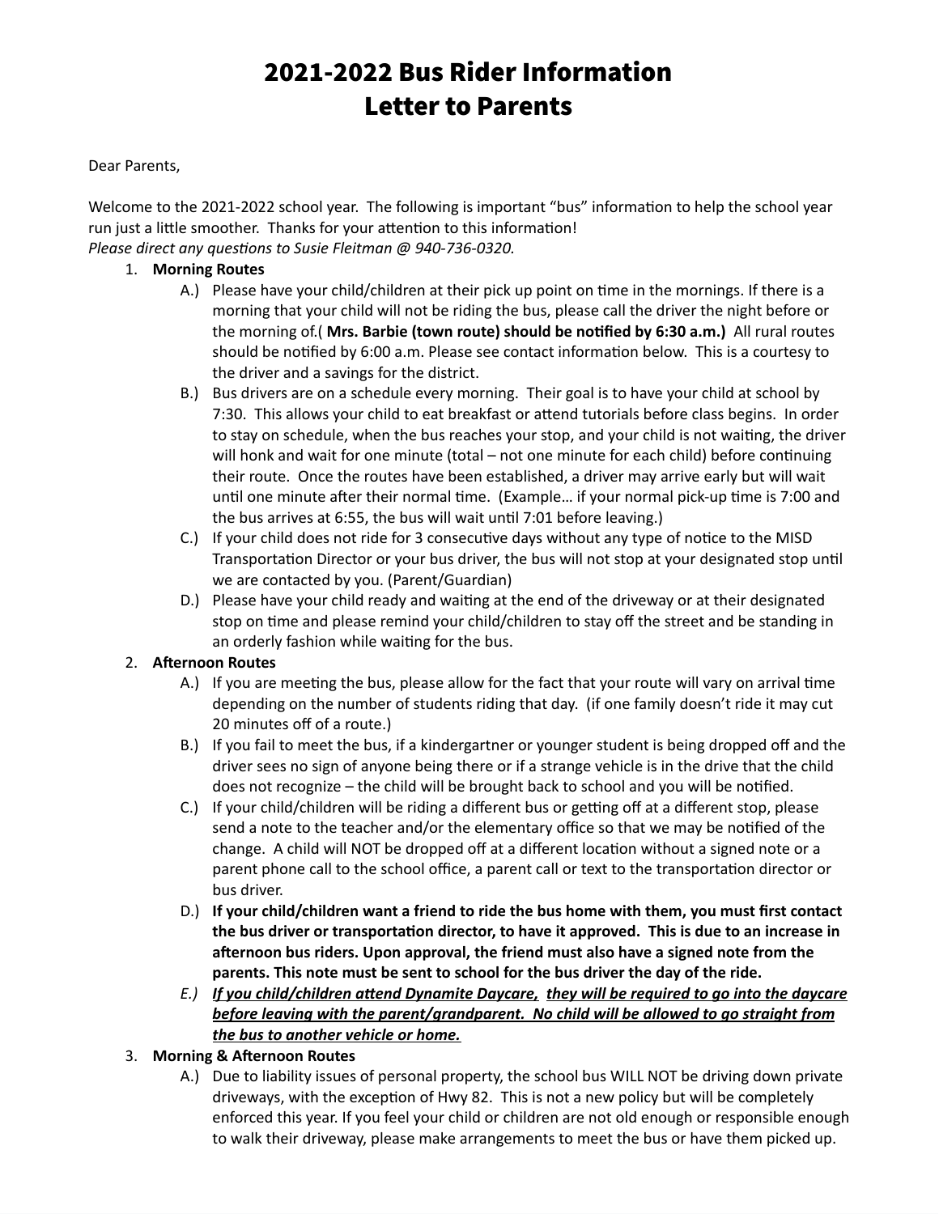# 2021-2022 Bus Rider Information
# Letter to Parents

Dear Parents,

Welcome to the 2021-2022 school year. The following is important "bus" information to help the school year run just a little smoother. Thanks for your attention to this information!
*Please direct any questions to Susie Fleitman @ 940-736-0320.*

1. **Morning Routes**
   - A.) Please have your child/children at their pick up point on time in the mornings. If there is a morning that your child will not be riding the bus, please call the driver the night before or the morning of.( **Mrs. Barbie (town route) should be notified by 6:30 a.m.)** All rural routes should be notified by 6:00 a.m. Please see contact information below. This is a courtesy to the driver and a savings for the district.
   - B.) Bus drivers are on a schedule every morning. Their goal is to have your child at school by 7:30. This allows your child to eat breakfast or attend tutorials before class begins. In order to stay on schedule, when the bus reaches your stop, and your child is not waiting, the driver will honk and wait for one minute (total – not one minute for each child) before continuing their route. Once the routes have been established, a driver may arrive early but will wait until one minute after their normal time. (Example… if your normal pick-up time is 7:00 and the bus arrives at 6:55, the bus will wait until 7:01 before leaving.)
   - C.) If your child does not ride for 3 consecutive days without any type of notice to the MISD Transportation Director or your bus driver, the bus will not stop at your designated stop until we are contacted by you. (Parent/Guardian)
   - D.) Please have your child ready and waiting at the end of the driveway or at their designated stop on time and please remind your child/children to stay off the street and be standing in an orderly fashion while waiting for the bus.
2. **Afternoon Routes**
   - A.) If you are meeting the bus, please allow for the fact that your route will vary on arrival time depending on the number of students riding that day. (if one family doesn't ride it may cut 20 minutes off of a route.)
   - B.) If you fail to meet the bus, if a kindergartner or younger student is being dropped off and the driver sees no sign of anyone being there or if a strange vehicle is in the drive that the child does not recognize – the child will be brought back to school and you will be notified.
   - C.) If your child/children will be riding a different bus or getting off at a different stop, please send a note to the teacher and/or the elementary office so that we may be notified of the change. A child will NOT be dropped off at a different location without a signed note or a parent phone call to the school office, a parent call or text to the transportation director or bus driver.
   - D.) **If your child/children want a friend to ride the bus home with them, you must first contact the bus driver or transportation director, to have it approved. This is due to an increase in afternoon bus riders. Upon approval, the friend must also have a signed note from the parents. This note must be sent to school for the bus driver the day of the ride.**
   - *E.)* ***<u>If you child/children attend Dynamite Daycare,</u> <u>they will be required to go into the daycare before leaving with the parent/grandparent. No child will be allowed to go straight from the bus to another vehicle or home.</u>***
3. **Morning & Afternoon Routes**
   - A.) Due to liability issues of personal property, the school bus WILL NOT be driving down private driveways, with the exception of Hwy 82. This is not a new policy but will be completely enforced this year. If you feel your child or children are not old enough or responsible enough to walk their driveway, please make arrangements to meet the bus or have them picked up.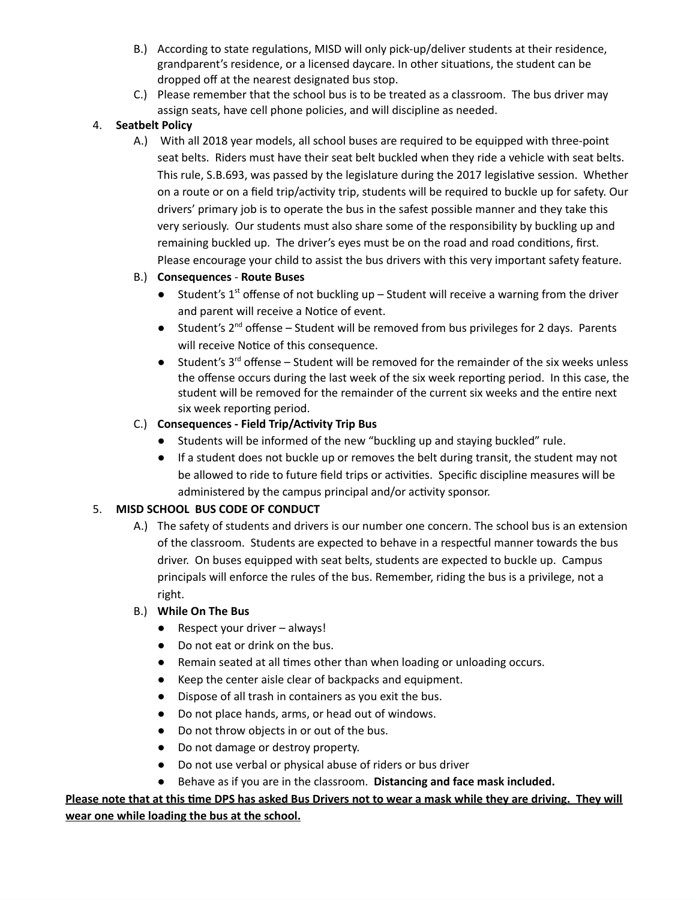B.) According to state regulations, MISD will only pick-up/deliver students at their residence, grandparent's residence, or a licensed daycare. In other situations, the student can be dropped off at the nearest designated bus stop.

C.) Please remember that the school bus is to be treated as a classroom. The bus driver may assign seats, have cell phone policies, and will discipline as needed.

4. **Seatbelt Policy**

A.) With all 2018 year models, all school buses are required to be equipped with three-point seat belts. Riders must have their seat belt buckled when they ride a vehicle with seat belts. This rule, S.B.693, was passed by the legislature during the 2017 legislative session. Whether on a route or on a field trip/activity trip, students will be required to buckle up for safety. Our drivers' primary job is to operate the bus in the safest possible manner and they take this very seriously. Our students must also share some of the responsibility by buckling up and remaining buckled up. The driver's eyes must be on the road and road conditions, first. Please encourage your child to assist the bus drivers with this very important safety feature.

B.) **Consequences** - **Route Buses**

- Student's 1st offense of not buckling up – Student will receive a warning from the driver and parent will receive a Notice of event.
- Student's 2nd offense – Student will be removed from bus privileges for 2 days. Parents will receive Notice of this consequence.
- Student's 3rd offense – Student will be removed for the remainder of the six weeks unless the offense occurs during the last week of the six week reporting period. In this case, the student will be removed for the remainder of the current six weeks and the entire next six week reporting period.

C.) **Consequences - Field Trip/Activity Trip Bus**

- Students will be informed of the new "buckling up and staying buckled" rule.
- If a student does not buckle up or removes the belt during transit, the student may not be allowed to ride to future field trips or activities. Specific discipline measures will be administered by the campus principal and/or activity sponsor.

5. **MISD SCHOOL BUS CODE OF CONDUCT**

A.) The safety of students and drivers is our number one concern. The school bus is an extension of the classroom. Students are expected to behave in a respectful manner towards the bus driver. On buses equipped with seat belts, students are expected to buckle up. Campus principals will enforce the rules of the bus. Remember, riding the bus is a privilege, not a right.

B.) **While On The Bus**

- Respect your driver – always!
- Do not eat or drink on the bus.
- Remain seated at all times other than when loading or unloading occurs.
- Keep the center aisle clear of backpacks and equipment.
- Dispose of all trash in containers as you exit the bus.
- Do not place hands, arms, or head out of windows.
- Do not throw objects in or out of the bus.
- Do not damage or destroy property.
- Do not use verbal or physical abuse of riders or bus driver
- Behave as if you are in the classroom. **Distancing and face mask included.**

<u>**Please note that at this time DPS has asked Bus Drivers not to wear a mask while they are driving. They will wear one while loading the bus at the school.**</u>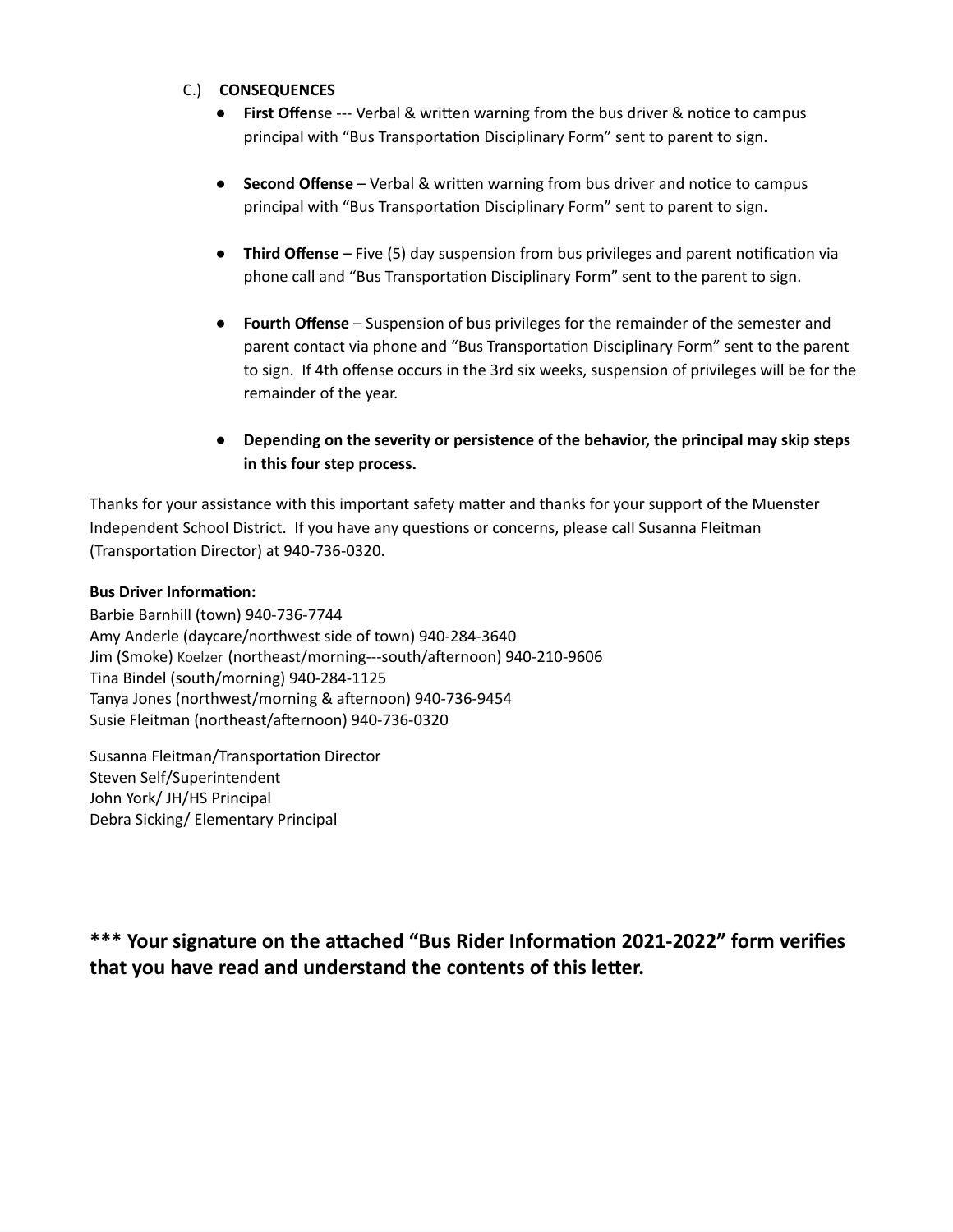C.) **CONSEQUENCES**

- **First Offen**se --- Verbal & written warning from the bus driver & notice to campus principal with "Bus Transportation Disciplinary Form" sent to parent to sign.
- **Second Offense** – Verbal & written warning from bus driver and notice to campus principal with "Bus Transportation Disciplinary Form" sent to parent to sign.
- **Third Offense** – Five (5) day suspension from bus privileges and parent notification via phone call and "Bus Transportation Disciplinary Form" sent to the parent to sign.
- **Fourth Offense** – Suspension of bus privileges for the remainder of the semester and parent contact via phone and "Bus Transportation Disciplinary Form" sent to the parent to sign. If 4th offense occurs in the 3rd six weeks, suspension of privileges will be for the remainder of the year.
- **Depending on the severity or persistence of the behavior, the principal may skip steps in this four step process.**

Thanks for your assistance with this important safety matter and thanks for your support of the Muenster Independent School District. If you have any questions or concerns, please call Susanna Fleitman (Transportation Director) at 940-736-0320.

**Bus Driver Information:**
Barbie Barnhill (town) 940-736-7744
Amy Anderle (daycare/northwest side of town) 940-284-3640
Jim (Smoke) Koelzer (northeast/morning---south/afternoon) 940-210-9606
Tina Bindel (south/morning) 940-284-1125
Tanya Jones (northwest/morning & afternoon) 940-736-9454
Susie Fleitman (northeast/afternoon) 940-736-0320

Susanna Fleitman/Transportation Director
Steven Self/Superintendent
John York/ JH/HS Principal
Debra Sicking/ Elementary Principal

**\*\*\* Your signature on the attached "Bus Rider Information 2021-2022" form verifies that you have read and understand the contents of this letter.**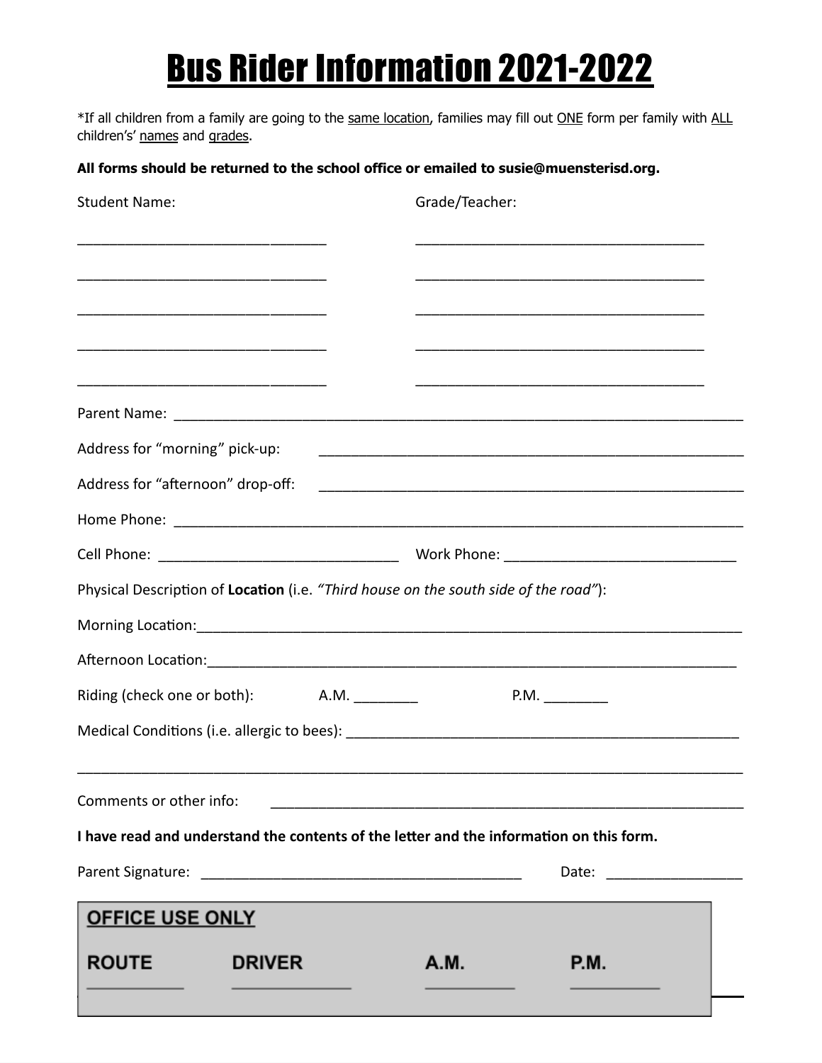# Bus Rider Information 2021-2022

*If all children from a family are going to the same location, families may fill out ONE form per family with ALL children's' names and grades.

**All forms should be returned to the school office or emailed to susie@muensterisd.org.**

| Student Name: | Grade/Teacher: |
|---|---|
| _______________________________ | ____________________________________ |
| _______________________________ | ____________________________________ |
| _______________________________ | ____________________________________ |
| _______________________________ | ____________________________________ |
| _______________________________ | ____________________________________ |

Parent Name: ______________________________________________________________________

Address for "morning" pick-up: ______________________________________________________

Address for "afternoon" drop-off: ____________________________________________________

Home Phone: ______________________________________________________________________

Cell Phone: ______________________________ Work Phone: _____________________________

Physical Description of **Location** (i.e. *"Third house on the south side of the road"*):

Morning Location:__________________________________________________________________

Afternoon Location:________________________________________________________________

Riding (check one or both): A.M. ________ P.M. ________

Medical Conditions (i.e. allergic to bees): _______________________________________________

__________________________________________________________________________________

Comments or other info: _____________________________________________________________

**I have read and understand the contents of the letter and the information on this form.**

Parent Signature: _____________________________________ Date: ________________

**OFFICE USE ONLY**

| ROUTE | DRIVER | A.M. | P.M. |
|---|---|---|---|
| __________ | ______________ | __________ | __________ |